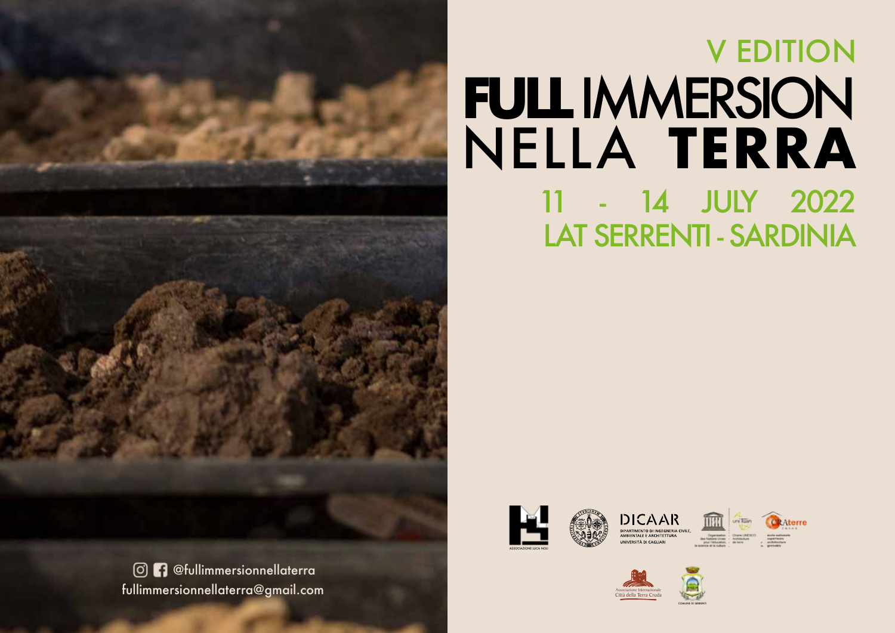V EDITION

# FULL IMMERSION NELLA TERRA

11 - 14 JULY 2022
LAT SERRENTI - SARDINIA

@fullimmersionnellaterra
fullimmersionnellaterra@gmail.com

ASSOCIAZIONE LUCA NOLI

DICAAR
DIPARTIMENTO DI INGEGNERIA CIVILE, AMBIENTALE E ARCHITETTURA
UNIVERSITÀ DI CAGLIARI

CRAterre

Associazione Internazionale Città della Terra Cruda

COMUNE DI SERRENTI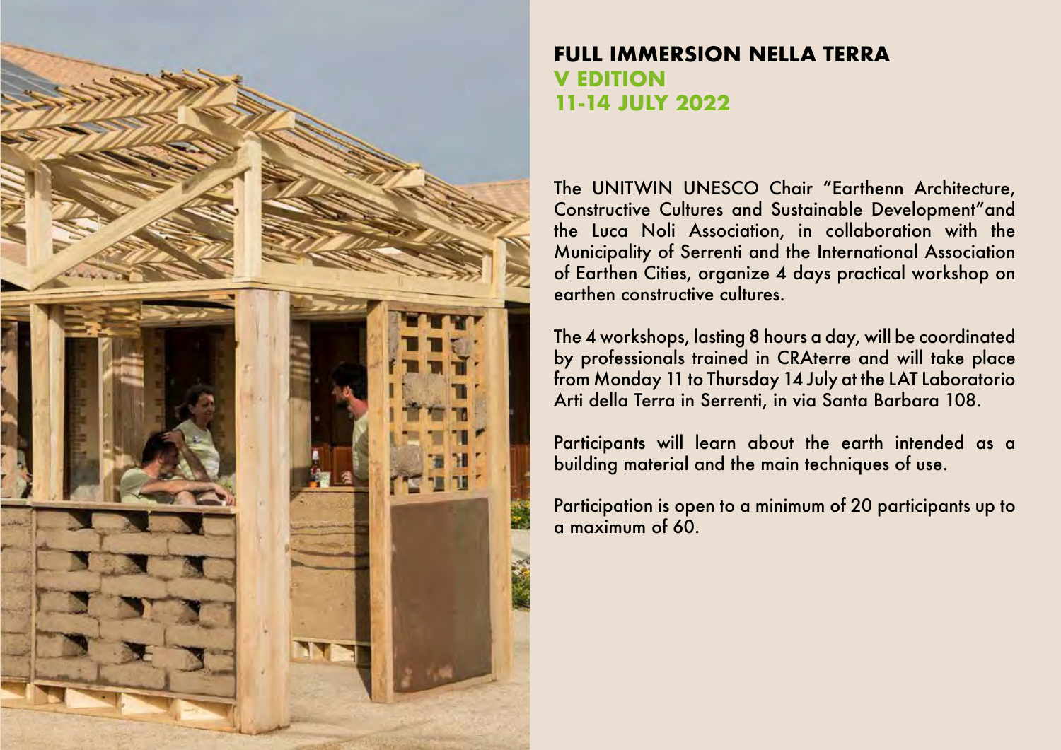# FULL IMMERSION NELLA TERRA

## V EDITION

## 11-14 JULY 2022

The UNITWIN UNESCO Chair "Earthenn Architecture, Constructive Cultures and Sustainable Development"and the Luca Noli Association, in collaboration with the Municipality of Serrenti and the International Association of Earthen Cities, organize 4 days practical workshop on earthen constructive cultures.

The 4 workshops, lasting 8 hours a day, will be coordinated by professionals trained in CRAterre and will take place from Monday 11 to Thursday 14 July at the LAT Laboratorio Arti della Terra in Serrenti, in via Santa Barbara 108.

Participants will learn about the earth intended as a building material and the main techniques of use.

Participation is open to a minimum of 20 participants up to a maximum of 60.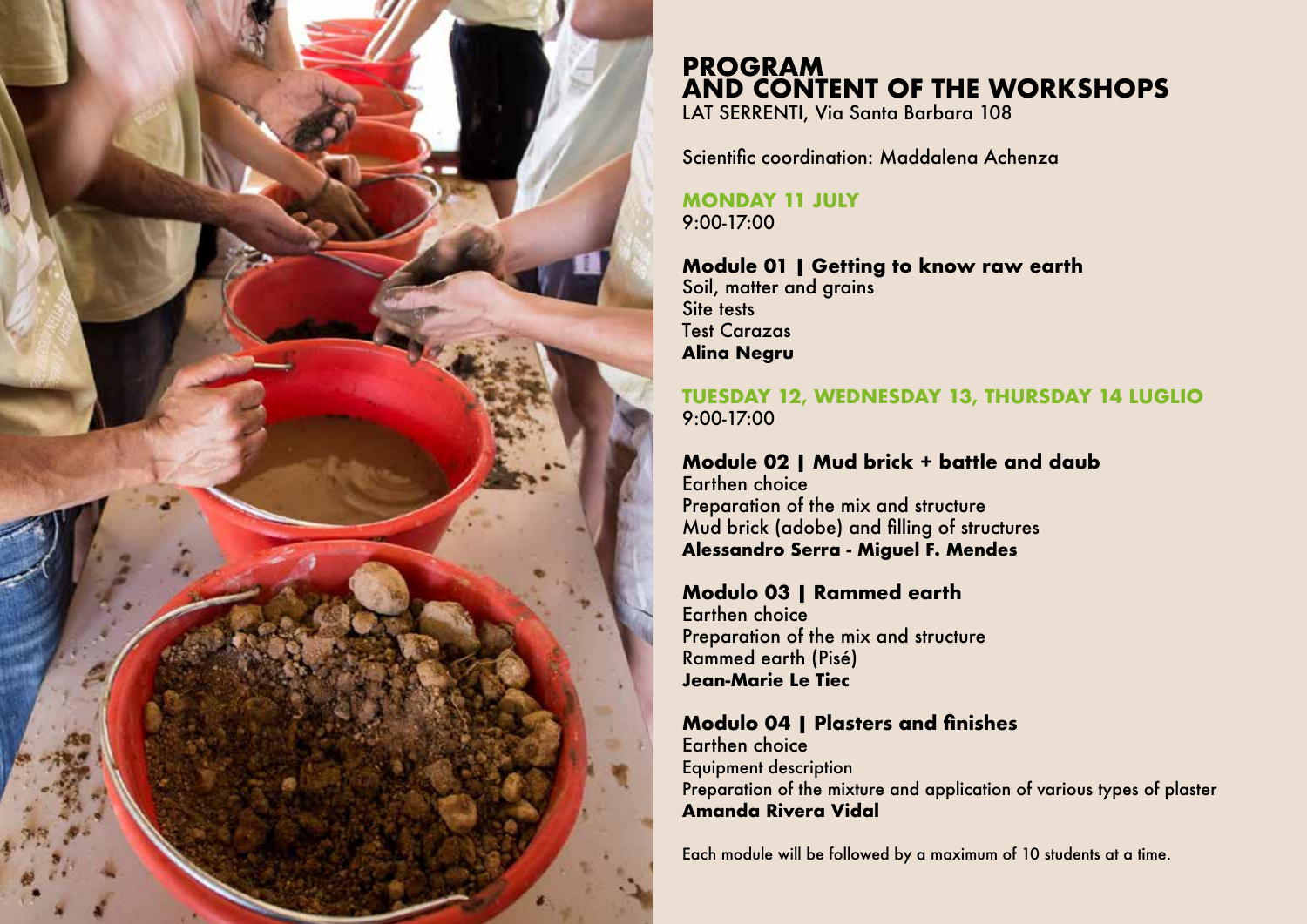# PROGRAM AND CONTENT OF THE WORKSHOPS

LAT SERRENTI, Via Santa Barbara 108

Scientific coordination: Maddalena Achenza

## MONDAY 11 JULY

9:00-17:00

### Module 01 | Getting to know raw earth

Soil, matter and grains
Site tests
Test Carazas
**Alina Negru**

## TUESDAY 12, WEDNESDAY 13, THURSDAY 14 LUGLIO

9:00-17:00

### Module 02 | Mud brick + battle and daub

Earthen choice
Preparation of the mix and structure
Mud brick (adobe) and filling of structures
**Alessandro Serra - Miguel F. Mendes**

### Modulo 03 | Rammed earth

Earthen choice
Preparation of the mix and structure
Rammed earth (Pisé)
**Jean-Marie Le Tiec**

### Modulo 04 | Plasters and finishes

Earthen choice
Equipment description
Preparation of the mixture and application of various types of plaster
**Amanda Rivera Vidal**

Each module will be followed by a maximum of 10 students at a time.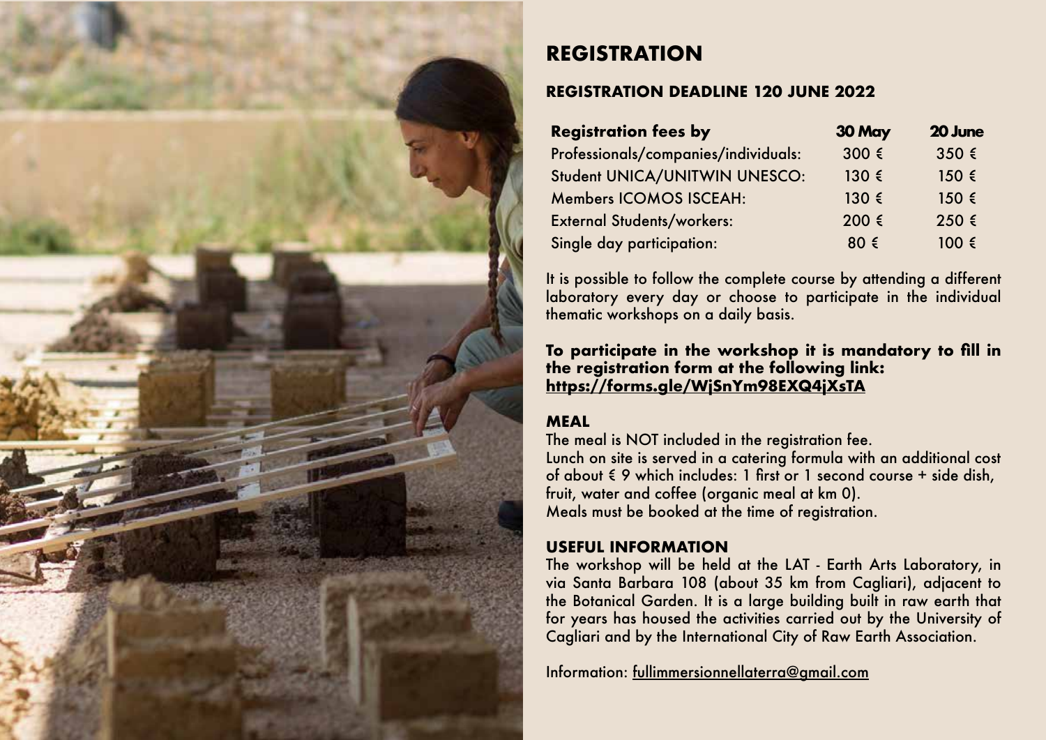## REGISTRATION

### REGISTRATION DEADLINE 120 JUNE 2022

| Registration fees by | 30 May | 20 June |
| --- | --- | --- |
| Professionals/companies/individuals: | 300 € | 350 € |
| Student UNICA/UNITWIN UNESCO: | 130 € | 150 € |
| Members ICOMOS ISCEAH: | 130 € | 150 € |
| External Students/workers: | 200 € | 250 € |
| Single day participation: | 80 € | 100 € |

It is possible to follow the complete course by attending a different laboratory every day or choose to participate in the individual thematic workshops on a daily basis.

**To participate in the workshop it is mandatory to fill in the registration form at the following link: https://forms.gle/WjSnYm98EXQ4jXsTA**

### MEAL

The meal is NOT included in the registration fee.
Lunch on site is served in a catering formula with an additional cost of about € 9 which includes: 1 first or 1 second course + side dish, fruit, water and coffee (organic meal at km 0).
Meals must be booked at the time of registration.

### USEFUL INFORMATION

The workshop will be held at the LAT - Earth Arts Laboratory, in via Santa Barbara 108 (about 35 km from Cagliari), adjacent to the Botanical Garden. It is a large building built in raw earth that for years has housed the activities carried out by the University of Cagliari and by the International City of Raw Earth Association.

Information: fullimmersionnellaterra@gmail.com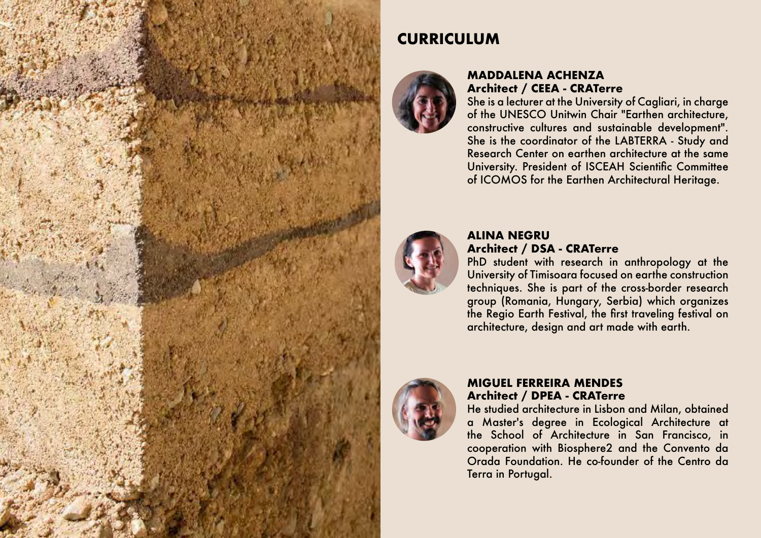# CURRICULUM

### MADDALENA ACHENZA
**Architect / CEEA - CRATerre**

She is a lecturer at the University of Cagliari, in charge of the UNESCO Unitwin Chair "Earthen architecture, constructive cultures and sustainable development". She is the coordinator of the LABTERRA - Study and Research Center on earthen architecture at the same University. President of ISCEAH Scientific Committee of ICOMOS for the Earthen Architectural Heritage.

### ALINA NEGRU
**Architect / DSA - CRATerre**

PhD student with research in anthropology at the University of Timisoara focused on earthe construction techniques. She is part of the cross-border research group (Romania, Hungary, Serbia) which organizes the Regio Earth Festival, the first traveling festival on architecture, design and art made with earth.

### MIGUEL FERREIRA MENDES
**Architect / DPEA - CRATerre**

He studied architecture in Lisbon and Milan, obtained a Master's degree in Ecological Architecture at the School of Architecture in San Francisco, in cooperation with Biosphere2 and the Convento da Orada Foundation. He co-founder of the Centro da Terra in Portugal.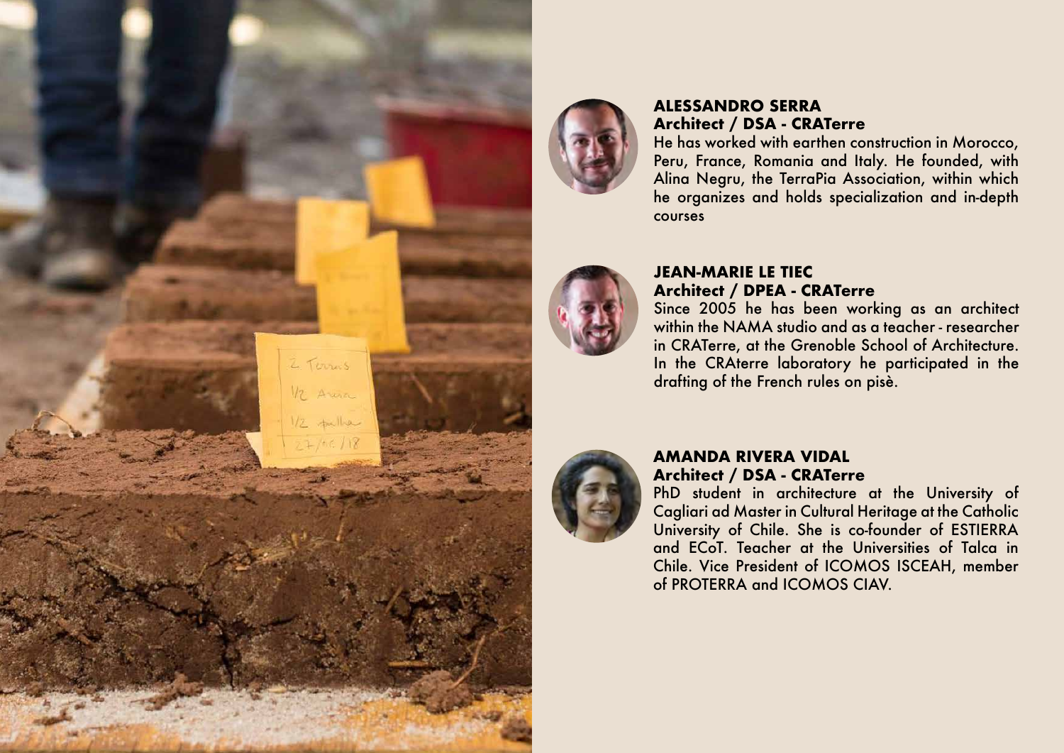**ALESSANDRO SERRA**
**Architect / DSA - CRATerre**

He has worked with earthen construction in Morocco, Peru, France, Romania and Italy. He founded, with Alina Negru, the TerraPia Association, within which he organizes and holds specialization and in-depth courses

**JEAN-MARIE LE TIEC**
**Architect / DPEA - CRATerre**

Since 2005 he has been working as an architect within the NAMA studio and as a teacher - researcher in CRATerre, at the Grenoble School of Architecture. In the CRAterre laboratory he participated in the drafting of the French rules on pisè.

**AMANDA RIVERA VIDAL**
**Architect / DSA - CRATerre**

PhD student in architecture at the University of Cagliari ad Master in Cultural Heritage at the Catholic University of Chile. She is co-founder of ESTIERRA and ECoT. Teacher at the Universities of Talca in Chile. Vice President of ICOMOS ISCEAH, member of PROTERRA and ICOMOS CIAV.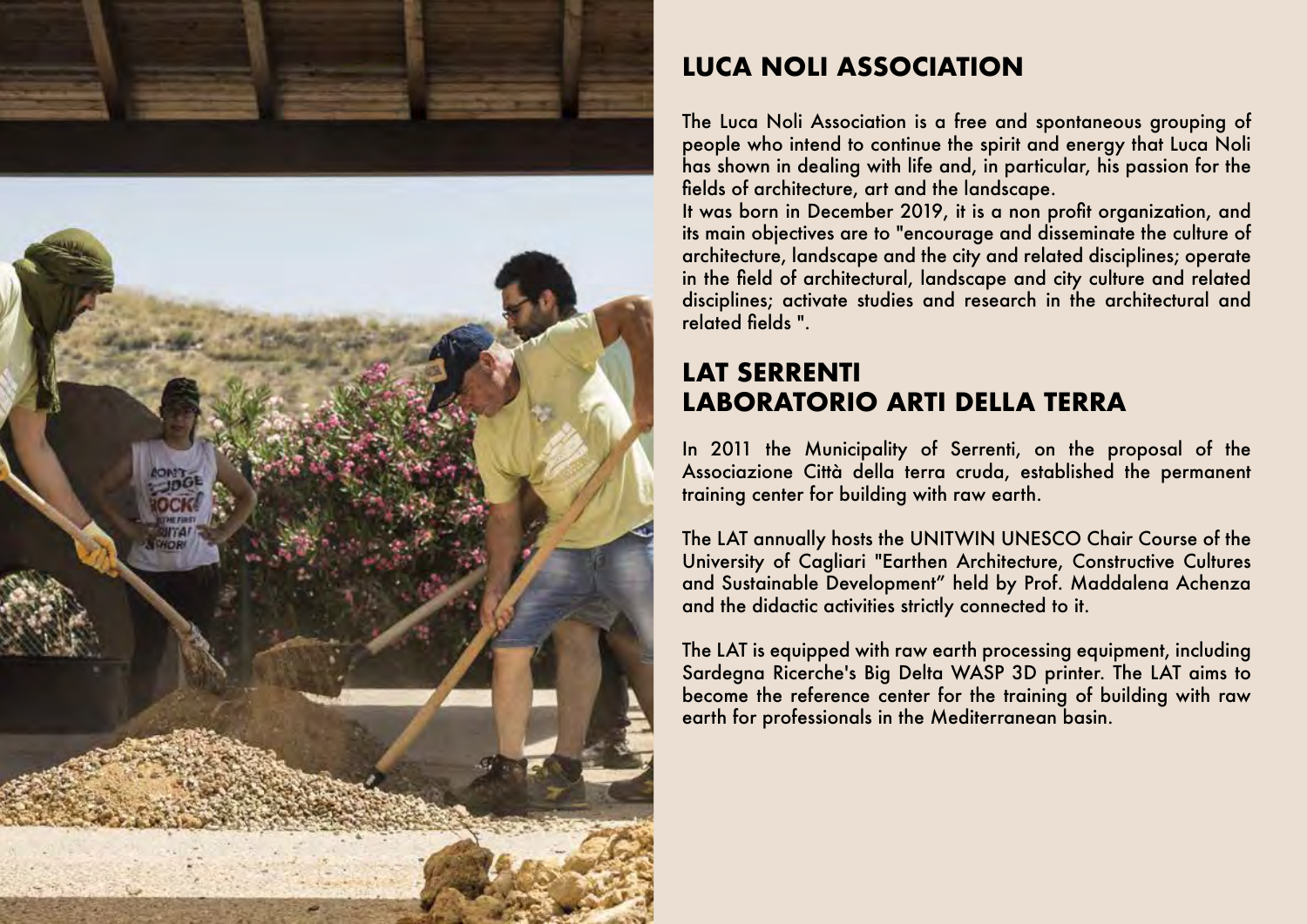## LUCA NOLI ASSOCIATION

The Luca Noli Association is a free and spontaneous grouping of people who intend to continue the spirit and energy that Luca Noli has shown in dealing with life and, in particular, his passion for the fields of architecture, art and the landscape.
It was born in December 2019, it is a non profit organization, and its main objectives are to "encourage and disseminate the culture of architecture, landscape and the city and related disciplines; operate in the field of architectural, landscape and city culture and related disciplines; activate studies and research in the architectural and related fields ".

## LAT SERRENTI
## LABORATORIO ARTI DELLA TERRA

In 2011 the Municipality of Serrenti, on the proposal of the Associazione Città della terra cruda, established the permanent training center for building with raw earth.

The LAT annually hosts the UNITWIN UNESCO Chair Course of the University of Cagliari "Earthen Architecture, Constructive Cultures and Sustainable Development" held by Prof. Maddalena Achenza and the didactic activities strictly connected to it.

The LAT is equipped with raw earth processing equipment, including Sardegna Ricerche's Big Delta WASP 3D printer. The LAT aims to become the reference center for the training of building with raw earth for professionals in the Mediterranean basin.